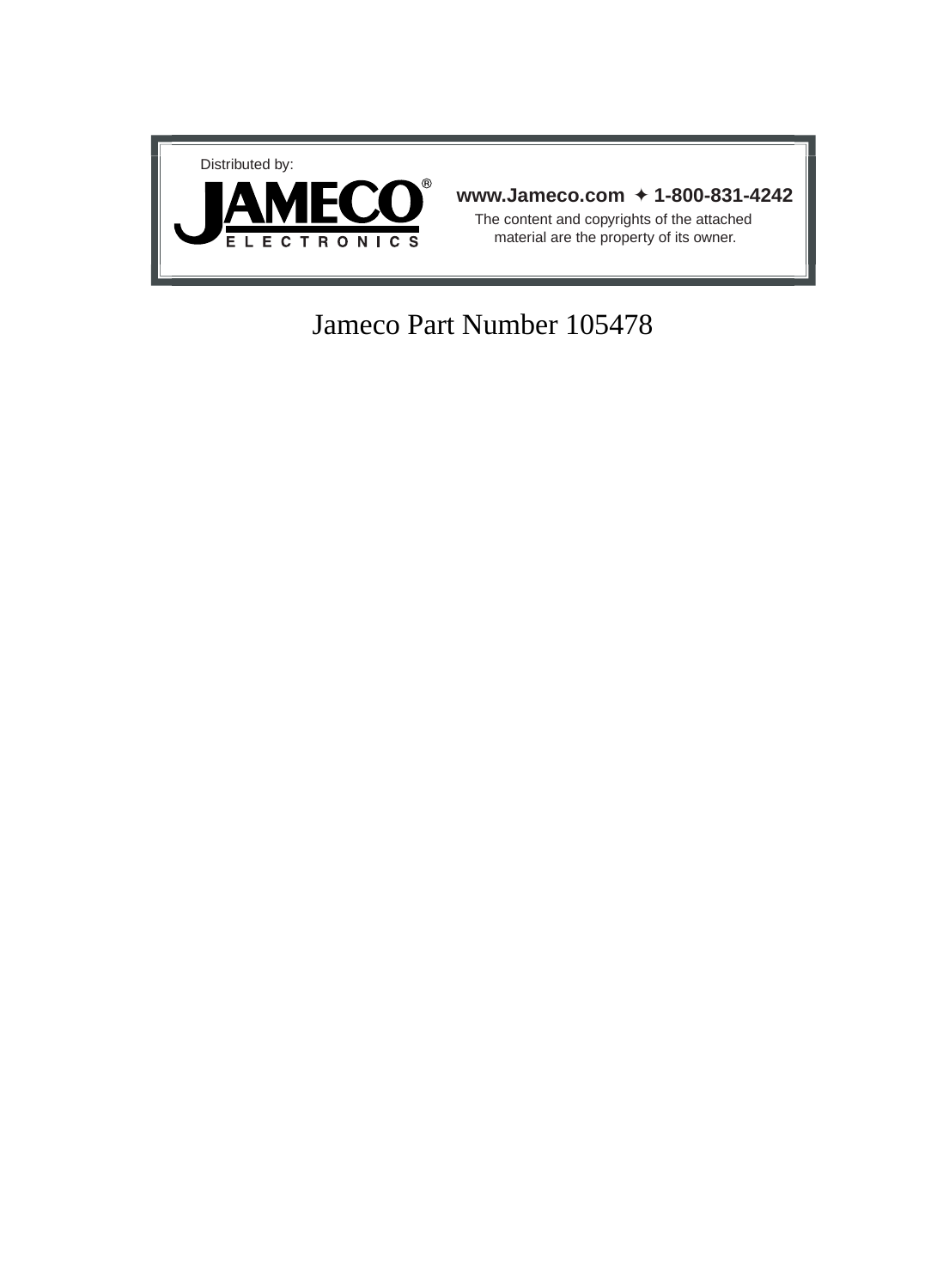Distributed by:

**JAMECO®**
ELECTRONICS

**www.Jameco.com ✦ 1-800-831-4242**

The content and copyrights of the attached material are the property of its owner.

Jameco Part Number 105478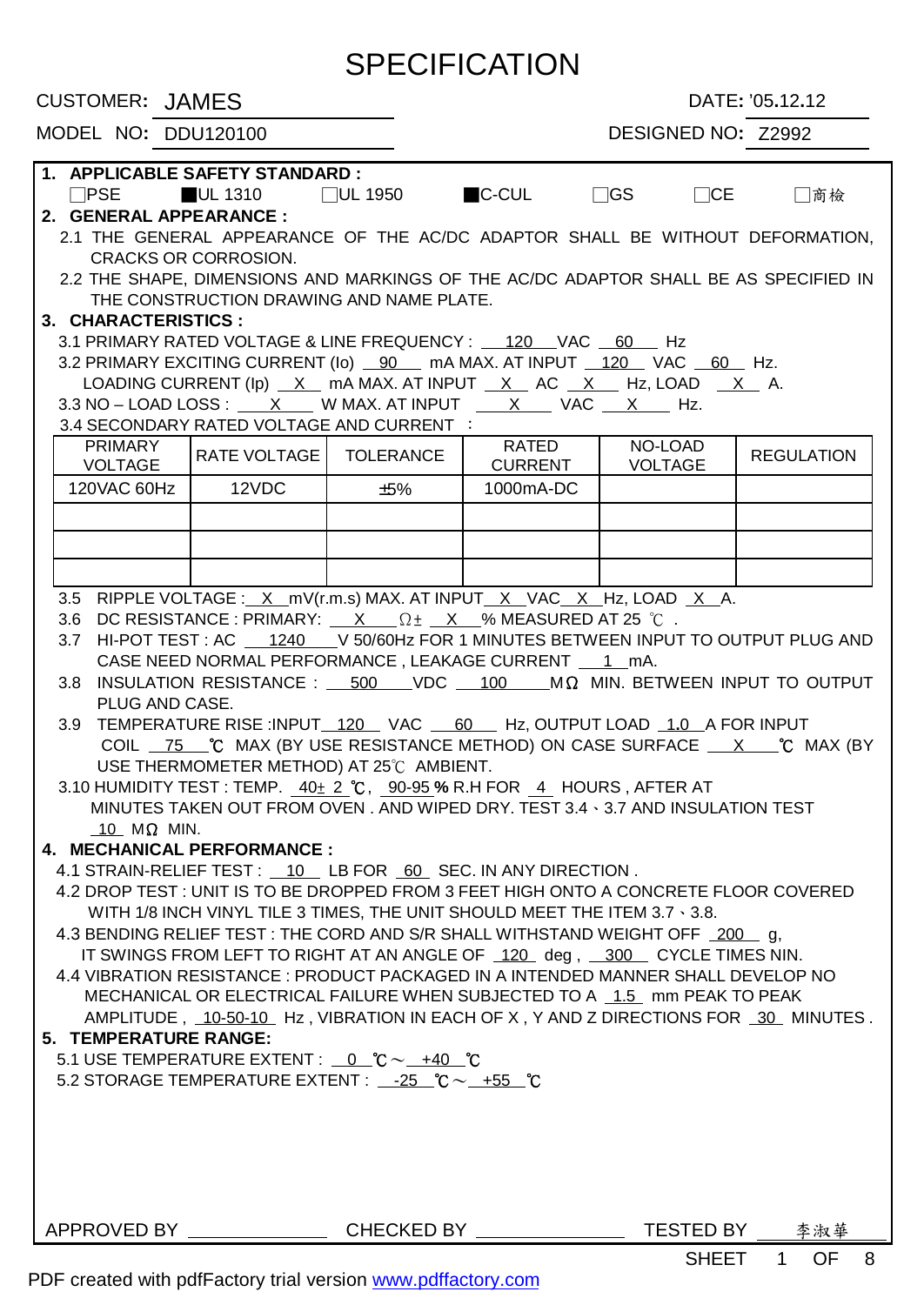# SPECIFICATION

CUSTOMER: JAMES  DATE: '05.12.12

MODEL NO: DDU120100  DESIGNED NO: Z2992

## 1. APPLICABLE SAFETY STANDARD :

☐PSE ■UL 1310 ☐UL 1950 ■C-CUL ☐GS ☐CE ☐商檢

## 2. GENERAL APPEARANCE :

2.1 THE GENERAL APPEARANCE OF THE AC/DC ADAPTOR SHALL BE WITHOUT DEFORMATION, CRACKS OR CORROSION.

2.2 THE SHAPE, DIMENSIONS AND MARKINGS OF THE AC/DC ADAPTOR SHALL BE AS SPECIFIED IN THE CONSTRUCTION DRAWING AND NAME PLATE.

## 3. CHARACTERISTICS :

3.1 PRIMARY RATED VOLTAGE & LINE FREQUENCY : 120 VAC 60 Hz

3.2 PRIMARY EXCITING CURRENT (Io) 90 mA MAX. AT INPUT 120 VAC 60 Hz.
LOADING CURRENT (Ip) X mA MAX. AT INPUT X AC X Hz, LOAD X A.

3.3 NO – LOAD LOSS : X W MAX. AT INPUT X VAC X Hz.

3.4 SECONDARY RATED VOLTAGE AND CURRENT :

| PRIMARY VOLTAGE | RATE VOLTAGE | TOLERANCE | RATED CURRENT | NO-LOAD VOLTAGE | REGULATION |
|---|---|---|---|---|---|
| 120VAC 60Hz | 12VDC | ±5% | 1000mA-DC | | |
| | | | | | |
| | | | | | |
| | | | | | |

3.5 RIPPLE VOLTAGE : X mV(r.m.s) MAX. AT INPUT X VAC X Hz, LOAD X A.

3.6 DC RESISTANCE : PRIMARY: X Ω± X % MEASURED AT 25 ℃ .

3.7 HI-POT TEST : AC 1240 V 50/60Hz FOR 1 MINUTES BETWEEN INPUT TO OUTPUT PLUG AND CASE NEED NORMAL PERFORMANCE , LEAKAGE CURRENT 1 mA.

3.8 INSULATION RESISTANCE : 500 VDC 100 MΩ MIN. BETWEEN INPUT TO OUTPUT PLUG AND CASE.

3.9 TEMPERATURE RISE :INPUT 120 VAC 60 Hz, OUTPUT LOAD 1.0 A FOR INPUT COIL 75 ℃ MAX (BY USE RESISTANCE METHOD) ON CASE SURFACE X ℃ MAX (BY USE THERMOMETER METHOD) AT 25℃ AMBIENT.

3.10 HUMIDITY TEST : TEMP. 40± 2 ℃, 90-95 % R.H FOR 4 HOURS , AFTER AT MINUTES TAKEN OUT FROM OVEN . AND WIPED DRY. TEST 3.4、3.7 AND INSULATION TEST 10 MΩ MIN.

## 4. MECHANICAL PERFORMANCE :

4.1 STRAIN-RELIEF TEST : 10 LB FOR 60 SEC. IN ANY DIRECTION .

4.2 DROP TEST : UNIT IS TO BE DROPPED FROM 3 FEET HIGH ONTO A CONCRETE FLOOR COVERED WITH 1/8 INCH VINYL TILE 3 TIMES, THE UNIT SHOULD MEET THE ITEM 3.7、3.8.

4.3 BENDING RELIEF TEST : THE CORD AND S/R SHALL WITHSTAND WEIGHT OFF 200 g, IT SWINGS FROM LEFT TO RIGHT AT AN ANGLE OF 120 deg , 300 CYCLE TIMES NIN.

4.4 VIBRATION RESISTANCE : PRODUCT PACKAGED IN A INTENDED MANNER SHALL DEVELOP NO MECHANICAL OR ELECTRICAL FAILURE WHEN SUBJECTED TO A 1.5 mm PEAK TO PEAK AMPLITUDE , 10-50-10 Hz , VIBRATION IN EACH OF X , Y AND Z DIRECTIONS FOR 30 MINUTES .

## 5. TEMPERATURE RANGE:

5.1 USE TEMPERATURE EXTENT : 0 ℃～ +40 ℃

5.2 STORAGE TEMPERATURE EXTENT : -25 ℃～ +55 ℃

APPROVED BY ______ CHECKED BY ______ TESTED BY 李淑華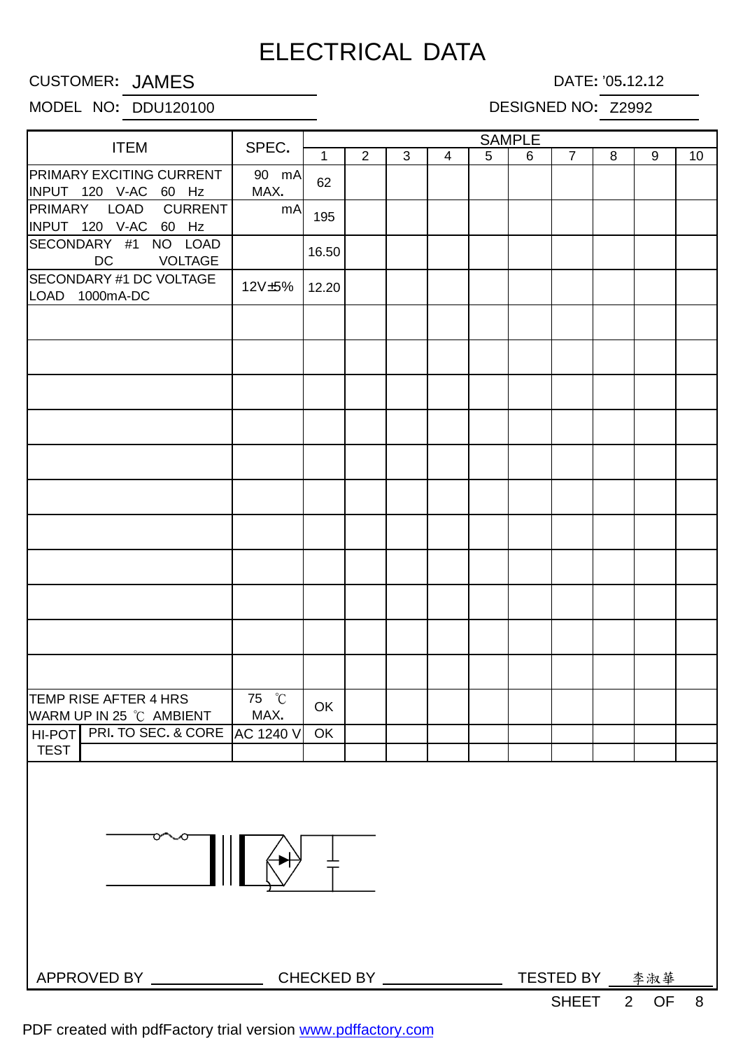# ELECTRICAL DATA

CUSTOMER: JAMES　　　　　　　　　　　　　　　　DATE: '05.12.12

MODEL NO: DDU120100　　　　　　　　　　　　　　DESIGNED NO: Z2992

| ITEM | | SPEC. | SAMPLE | | | | | | | | | |
|---|---|---|---|---|---|---|---|---|---|---|---|---|
| | | | 1 | 2 | 3 | 4 | 5 | 6 | 7 | 8 | 9 | 10 |
| PRIMARY EXCITING CURRENT INPUT 120 V-AC 60 Hz | | 90 mA MAX. | 62 | | | | | | | | | |
| PRIMARY LOAD CURRENT INPUT 120 V-AC 60 Hz | | mA | 195 | | | | | | | | | |
| SECONDARY #1 NO LOAD DC VOLTAGE | | | 16.50 | | | | | | | | | |
| SECONDARY #1 DC VOLTAGE LOAD 1000mA-DC | | 12V±5% | 12.20 | | | | | | | | | |
| | | | | | | | | | | | | |
| | | | | | | | | | | | | |
| | | | | | | | | | | | | |
| | | | | | | | | | | | | |
| | | | | | | | | | | | | |
| | | | | | | | | | | | | |
| | | | | | | | | | | | | |
| | | | | | | | | | | | | |
| | | | | | | | | | | | | |
| | | | | | | | | | | | | |
| | | | | | | | | | | | | |
| TEMP RISE AFTER 4 HRS WARM UP IN 25 ℃ AMBIENT | | 75 ℃ MAX. | OK | | | | | | | | | |
| HI-POT TEST | PRI. TO SEC. & CORE | AC 1240 V | OK | | | | | | | | | |
| | | | | | | | | | | | | |

APPROVED BY ______________ CHECKED BY ______________ TESTED BY 李淑華

SHEET 2 OF 8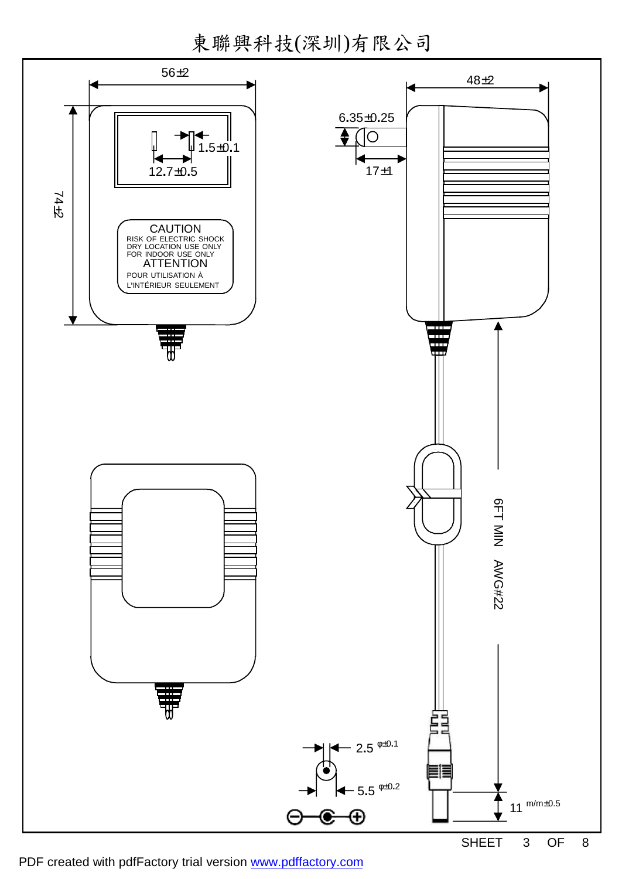# 東聯興科技(深圳)有限公司

56±2

48±2

6.35±0.25

1.5±0.1

12.7±0.5

17±1

74±2

CAUTION
RISK OF ELECTRIC SHOCK
DRY LOCATION USE ONLY
FOR INDOOR USE ONLY
ATTENTION
POUR UTILISATION À
L'INTÉRIEUR SEULEMENT

6FT MIN AWG#22

2.5 φ±0.1

5.5 φ±0.2

11 m/m±0.5

SHEET 3 OF 8

PDF created with pdfFactory trial version www.pdffactory.com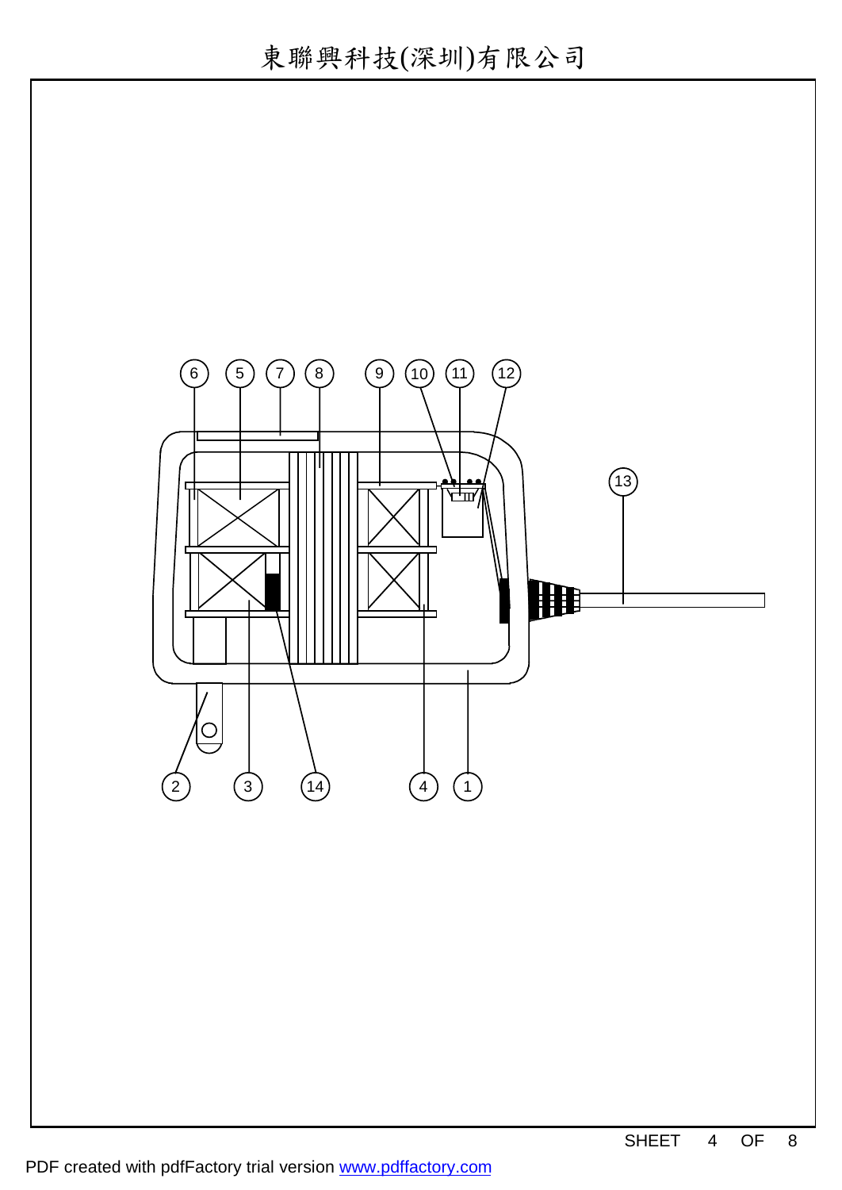# 東聯興科技(深圳)有限公司

6 5 7 8 9 10 11 12

13

2 3 14 4 1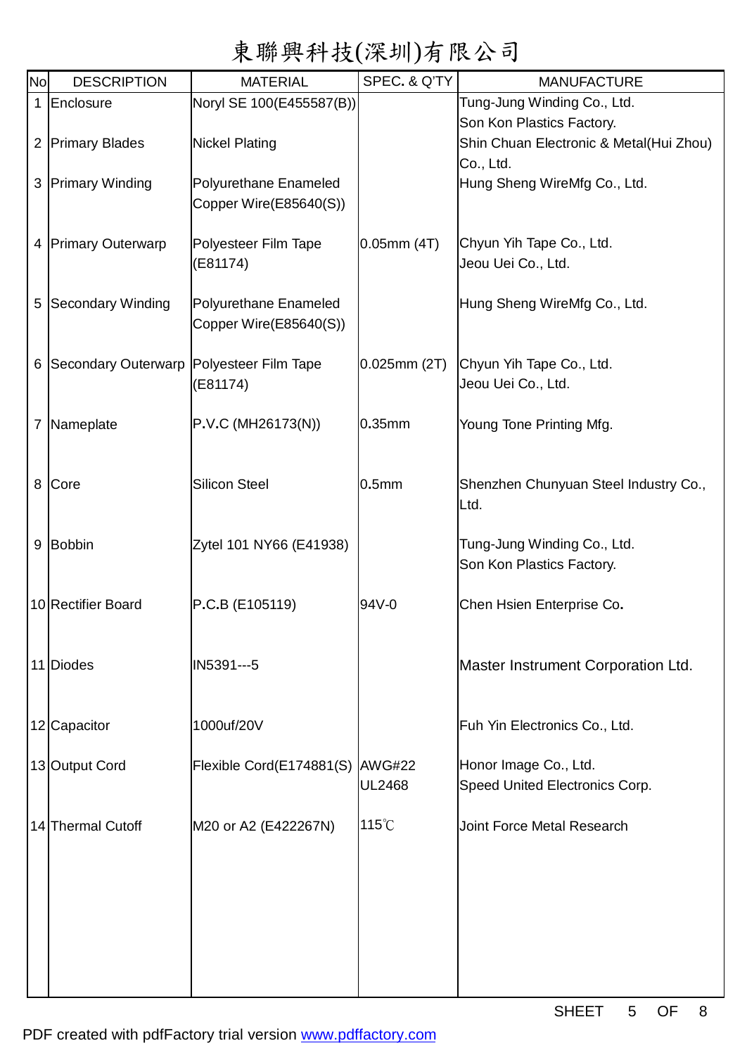# 東聯興科技(深圳)有限公司

| No | DESCRIPTION | MATERIAL | SPEC. & Q'TY | MANUFACTURE |
|---|---|---|---|---|
| 1 | Enclosure | Noryl SE 100(E455587(B)) | | Tung-Jung Winding Co., Ltd. Son Kon Plastics Factory. |
| 2 | Primary Blades | Nickel Plating | | Shin Chuan Electronic & Metal(Hui Zhou) Co., Ltd. |
| 3 | Primary Winding | Polyurethane Enameled Copper Wire(E85640(S)) | | Hung Sheng WireMfg Co., Ltd. |
| 4 | Primary Outerwarp | Polyesteer Film Tape (E81174) | 0.05mm (4T) | Chyun Yih Tape Co., Ltd. Jeou Uei Co., Ltd. |
| 5 | Secondary Winding | Polyurethane Enameled Copper Wire(E85640(S)) | | Hung Sheng WireMfg Co., Ltd. |
| 6 | Secondary Outerwarp | Polyesteer Film Tape (E81174) | 0.025mm (2T) | Chyun Yih Tape Co., Ltd. Jeou Uei Co., Ltd. |
| 7 | Nameplate | P.V.C (MH26173(N)) | 0.35mm | Young Tone Printing Mfg. |
| 8 | Core | Silicon Steel | 0.5mm | Shenzhen Chunyuan Steel Industry Co., Ltd. |
| 9 | Bobbin | Zytel 101 NY66 (E41938) | | Tung-Jung Winding Co., Ltd. Son Kon Plastics Factory. |
| 10 | Rectifier Board | P.C.B (E105119) | 94V-0 | Chen Hsien Enterprise Co. |
| 11 | Diodes | IN5391---5 | | Master Instrument Corporation Ltd. |
| 12 | Capacitor | 1000uf/20V | | Fuh Yin Electronics Co., Ltd. |
| 13 | Output Cord | Flexible Cord(E174881(S) | AWG#22 UL2468 | Honor Image Co., Ltd. Speed United Electronics Corp. |
| 14 | Thermal Cutoff | M20 or A2 (E422267N) | 115℃ | Joint Force Metal Research |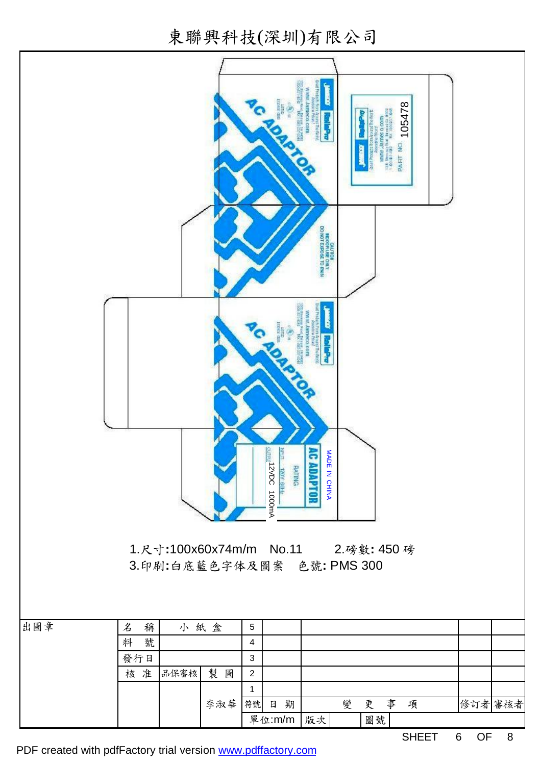# 東聯興科技(深圳)有限公司

AC ADAPTOR

PART NO. 105478

CAUTION
INDOOR USE ONLY
DO NOT EXPOSE TO RAIN

AC ADAPTOR

MADE IN CHINA

AC ADAPTOR
RATING
INPUT 120V 60Hz
OUTPUT 12VDC 1000mA

1.尺寸:100x60x74m/m No.11 2.磅數: 450 磅
3.印刷:白底藍色字体及圖案 色號: PMS 300

| 出圖章 | 名 稱 | 小 紙 盒 | | 5 | | | | |
|---|---|---|---|---|---|---|---|---|
| | 料 號 | | | 4 | | | | |
| | 發行日 | | | 3 | | | | |
| | 核 准 | 品保審核 | 製 圖 | 2 | | | | |
| | | | | 1 | | | | |
| | | | 李淑華 | 符號 | 日 期 | 變 更 事 項 | 修訂者 | 審核者 |
| | | | | 單位:m/m | | 版次 | 圖號 | |

PDF created with pdfFactory trial version www.pdffactory.com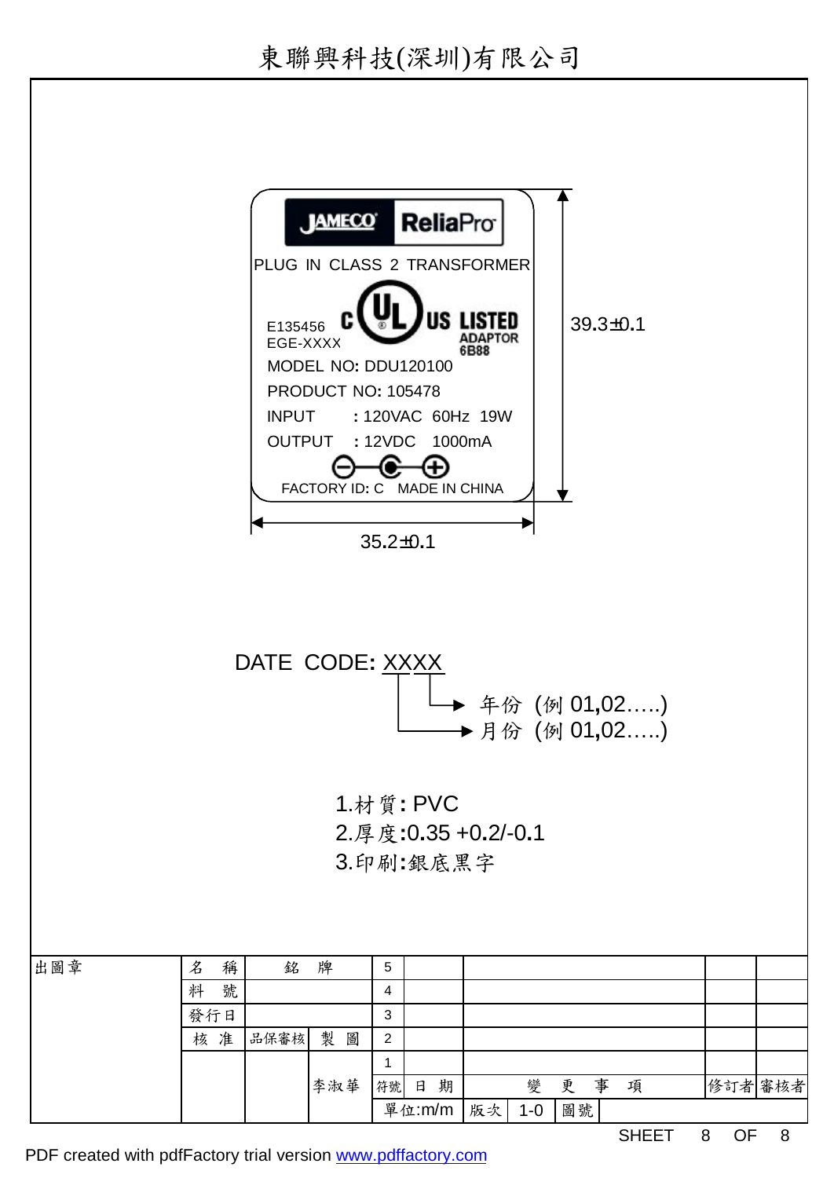# 東聯興科技(深圳)有限公司

JAMECO ReliaPro

PLUG IN CLASS 2 TRANSFORMER

E135456 c UL US LISTED ADAPTOR 6B88

EGE-XXXX

MODEL NO: DDU120100

PRODUCT NO: 105478

INPUT : 120VAC 60Hz 19W

OUTPUT : 12VDC 1000mA

FACTORY ID: C MADE IN CHINA

39.3±0.1

35.2±0.1

DATE CODE: XXXX

年份 (例 01,02…..)

月份 (例 01,02…..)

1.材質: PVC

2.厚度:0.35 +0.2/-0.1

3.印刷:銀底黑字

| | | | | | | | | |
|---|---|---|---|---|---|---|---|---|
| 出圖章 | 名 稱 | 銘 牌 | | 5 | | | | |
| | 料 號 | | | 4 | | | | |
| | 發行日 | | | 3 | | | | |
| | 核 准 | 品保審核 | 製 圖 | 2 | | | | |
| | | | | 1 | | | | |
| | | | 李淑華 | 符號 | 日 期 | 變 更 事 項 | 修訂者 | 審核者 |
| | | | | 單位:m/m | 版次 | 1-0 | 圖號 | |

PDF created with pdfFactory trial version www.pdffactory.com